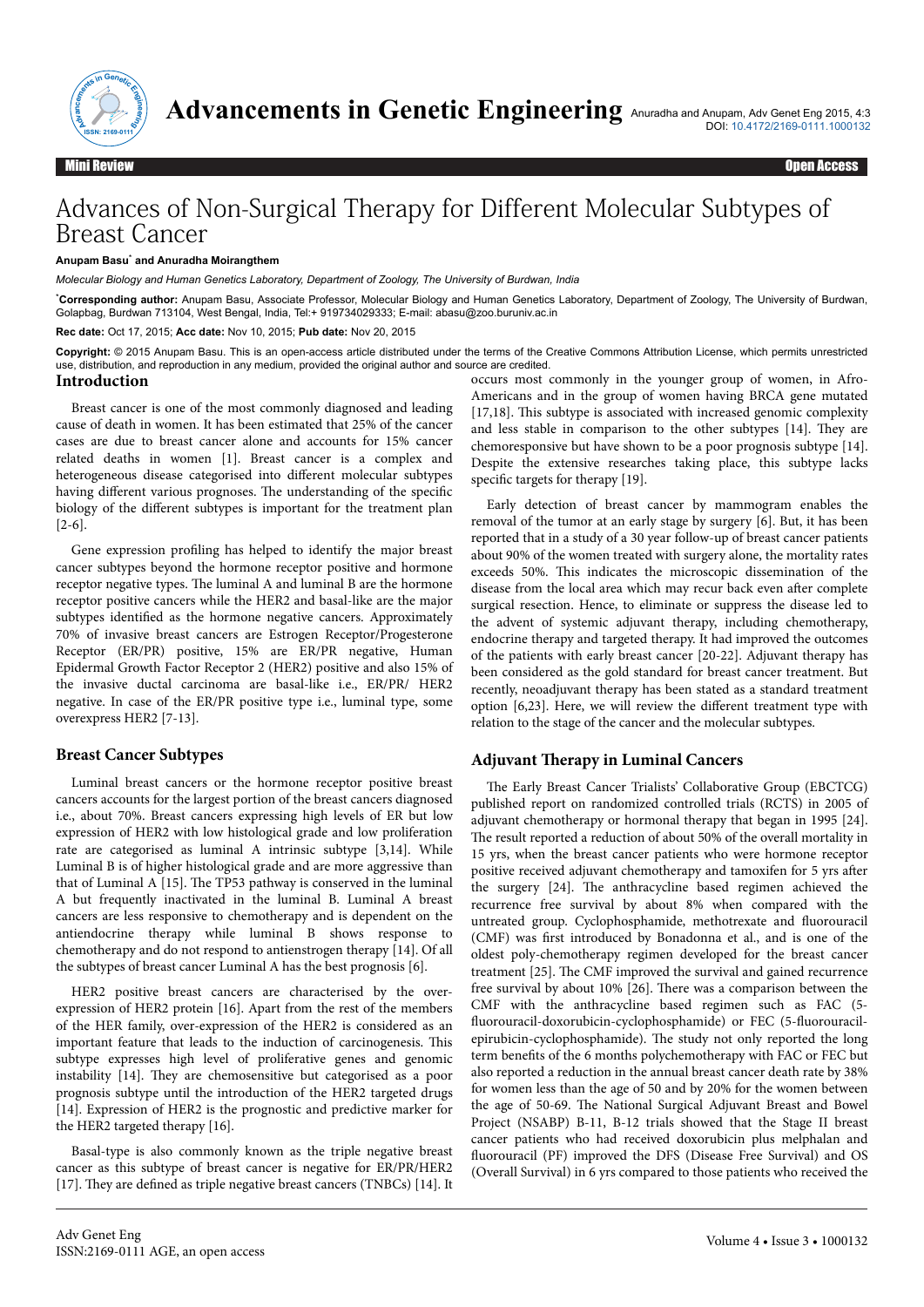Mini Review | Open Access

# Advances of Non-Surgical Therapy for Different Molecular Subtypes of Breast Cancer

**Anupam Basu*** **and Anuradha Moirangthem**

*Molecular Biology and Human Genetics Laboratory, Department of Zoology, The University of Burdwan, India*

***Corresponding author:** Anupam Basu, Associate Professor, Molecular Biology and Human Genetics Laboratory, Department of Zoology, The University of Burdwan, Golapbag, Burdwan 713104, West Bengal, India, Tel:+ 919734029333; E-mail: abasu@zoo.buruniv.ac.in

**Rec date:** Oct 17, 2015; **Acc date:** Nov 10, 2015; **Pub date:** Nov 20, 2015

**Copyright:** © 2015 Anupam Basu. This is an open-access article distributed under the terms of the Creative Commons Attribution License, which permits unrestricted use, distribution, and reproduction in any medium, provided the original author and source are credited.

## Introduction

Breast cancer is one of the most commonly diagnosed and leading cause of death in women. It has been estimated that 25% of the cancer cases are due to breast cancer alone and accounts for 15% cancer related deaths in women [1]. Breast cancer is a complex and heterogeneous disease categorised into different molecular subtypes having different various prognoses. The understanding of the specific biology of the different subtypes is important for the treatment plan [2-6].

Gene expression profiling has helped to identify the major breast cancer subtypes beyond the hormone receptor positive and hormone receptor negative types. The luminal A and luminal B are the hormone receptor positive cancers while the HER2 and basal-like are the major subtypes identified as the hormone negative cancers. Approximately 70% of invasive breast cancers are Estrogen Receptor/Progesterone Receptor (ER/PR) positive, 15% are ER/PR negative, Human Epidermal Growth Factor Receptor 2 (HER2) positive and also 15% of the invasive ductal carcinoma are basal-like i.e., ER/PR/ HER2 negative. In case of the ER/PR positive type i.e., luminal type, some overexpress HER2 [7-13].

## Breast Cancer Subtypes

Luminal breast cancers or the hormone receptor positive breast cancers accounts for the largest portion of the breast cancers diagnosed i.e., about 70%. Breast cancers expressing high levels of ER but low expression of HER2 with low histological grade and low proliferation rate are categorised as luminal A intrinsic subtype [3,14]. While Luminal B is of higher histological grade and are more aggressive than that of Luminal A [15]. The TP53 pathway is conserved in the luminal A but frequently inactivated in the luminal B. Luminal A breast cancers are less responsive to chemotherapy and is dependent on the antiendocrine therapy while luminal B shows response to chemotherapy and do not respond to antienstrogen therapy [14]. Of all the subtypes of breast cancer Luminal A has the best prognosis [6].

HER2 positive breast cancers are characterised by the over-expression of HER2 protein [16]. Apart from the rest of the members of the HER family, over-expression of the HER2 is considered as an important feature that leads to the induction of carcinogenesis. This subtype expresses high level of proliferative genes and genomic instability [14]. They are chemosensitive but categorised as a poor prognosis subtype until the introduction of the HER2 targeted drugs [14]. Expression of HER2 is the prognostic and predictive marker for the HER2 targeted therapy [16].

Basal-type is also commonly known as the triple negative breast cancer as this subtype of breast cancer is negative for ER/PR/HER2 [17]. They are defined as triple negative breast cancers (TNBCs) [14]. It occurs most commonly in the younger group of women, in Afro-Americans and in the group of women having BRCA gene mutated [17,18]. This subtype is associated with increased genomic complexity and less stable in comparison to the other subtypes [14]. They are chemoresponsive but have shown to be a poor prognosis subtype [14]. Despite the extensive researches taking place, this subtype lacks specific targets for therapy [19].

Early detection of breast cancer by mammogram enables the removal of the tumor at an early stage by surgery [6]. But, it has been reported that in a study of a 30 year follow-up of breast cancer patients about 90% of the women treated with surgery alone, the mortality rates exceeds 50%. This indicates the microscopic dissemination of the disease from the local area which may recur back even after complete surgical resection. Hence, to eliminate or suppress the disease led to the advent of systemic adjuvant therapy, including chemotherapy, endocrine therapy and targeted therapy. It had improved the outcomes of the patients with early breast cancer [20-22]. Adjuvant therapy has been considered as the gold standard for breast cancer treatment. But recently, neoadjuvant therapy has been stated as a standard treatment option [6,23]. Here, we will review the different treatment type with relation to the stage of the cancer and the molecular subtypes.

## Adjuvant Therapy in Luminal Cancers

The Early Breast Cancer Trialists' Collaborative Group (EBCTCG) published report on randomized controlled trials (RCTS) in 2005 of adjuvant chemotherapy or hormonal therapy that began in 1995 [24]. The result reported a reduction of about 50% of the overall mortality in 15 yrs, when the breast cancer patients who were hormone receptor positive received adjuvant chemotherapy and tamoxifen for 5 yrs after the surgery [24]. The anthracycline based regimen achieved the recurrence free survival by about 8% when compared with the untreated group. Cyclophosphamide, methotrexate and fluorouracil (CMF) was first introduced by Bonadonna et al., and is one of the oldest poly-chemotherapy regimen developed for the breast cancer treatment [25]. The CMF improved the survival and gained recurrence free survival by about 10% [26]. There was a comparison between the CMF with the anthracycline based regimen such as FAC (5-fluorouracil-doxorubicin-cyclophosphamide) or FEC (5-fluorouracil-epirubicin-cyclophosphamide). The study not only reported the long term benefits of the 6 months polychemotherapy with FAC or FEC but also reported a reduction in the annual breast cancer death rate by 38% for women less than the age of 50 and by 20% for the women between the age of 50-69. The National Surgical Adjuvant Breast and Bowel Project (NSABP) B-11, B-12 trials showed that the Stage II breast cancer patients who had received doxorubicin plus melphalan and fluorouracil (PF) improved the DFS (Disease Free Survival) and OS (Overall Survival) in 6 yrs compared to those patients who received the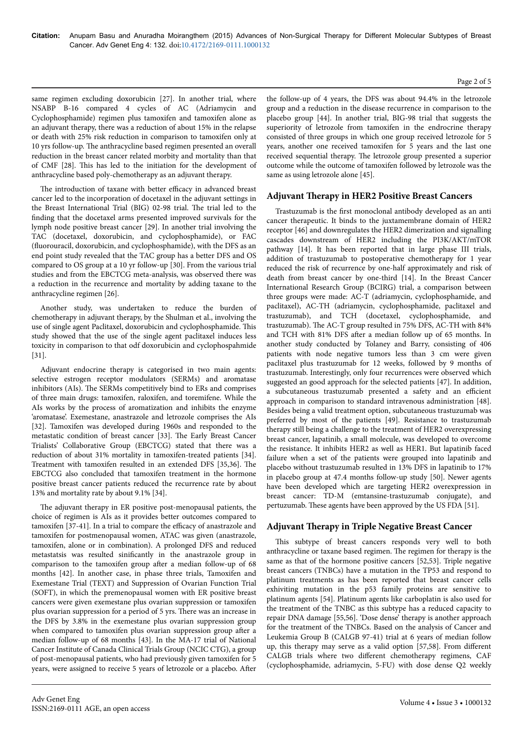same regimen excluding doxorubicin [27]. In another trial, where NSABP B-16 compared 4 cycles of AC (Adriamycin and Cyclophosphamide) regimen plus tamoxifen and tamoxifen alone as an adjuvant therapy, there was a reduction of about 15% in the relapse or death with 25% risk reduction in comparison to tamoxifen only at 10 yrs follow-up. The anthracycline based regimen presented an overall reduction in the breast cancer related morbity and mortality than that of CMF [28]. This has led to the initiation for the development of anthracycline based poly-chemotherapy as an adjuvant therapy.

The introduction of taxane with better efficacy in advanced breast cancer led to the incorporation of docetaxel in the adjuvant settings in the Breast International Trial (BIG) 02-98 trial. The trial led to the finding that the docetaxel arms presented improved survivals for the lymph node positive breast cancer [29]. In another trial involving the TAC (docetaxel, doxorubicin, and cyclophosphamide), or FAC (fluorouracil, doxorubicin, and cyclophosphamide), with the DFS as an end point study revealed that the TAC group has a better DFS and OS compared to OS group at a 10 yr follow-up [30]. From the various trial studies and from the EBCTCG meta-analysis, was observed there was a reduction in the recurrence and mortality by adding taxane to the anthracycline regimen [26].

Another study, was undertaken to reduce the burden of chemotherapy in adjuvant therapy, by the Shulman et al., involving the use of single agent Paclitaxel, doxorubicin and cyclophosphamide. This study showed that the use of the single agent paclitaxel induces less toxicity in comparison to that odf doxorubicin and cyclophospahmide [31].

Adjuvant endocrine therapy is categorised in two main agents: selective estrogen receptor modulators (SERMs) and aromatase inhibitors (AIs). The SERMs competitively bind to ERs and comprises of three main drugs: tamoxifen, raloxifen, and toremifene. While the AIs works by the process of aromatization and inhibits the enzyme 'aromatase'. Exemestane, anastrazole and letrozole comprises the AIs [32]. Tamoxifen was developed during 1960s and responded to the metastatic condition of breast cancer [33]. The Early Breast Cancer Trialists' Collaborative Group (EBCTCG) stated that there was a reduction of about 31% mortality in tamoxifen-treated patients [34]. Treatment with tamoxifen resulted in an extended DFS [35,36]. The EBCTCG also concluded that tamoxifen treatment in the hormone positive breast cancer patients reduced the recurrence rate by about 13% and mortality rate by about 9.1% [34].

The adjuvant therapy in ER positive post-menopausal patients, the choice of regimen is AIs as it provides better outcomes compared to tamoxifen [37-41]. In a trial to compare the efficacy of anastrazole and tamoxifen for postmenopausal women, ATAC was given (anastrazole, tamoxifen, alone or in combination). A prolonged DFS and reduced metastatsis was resulted sinificantly in the anastrazole group in comparison to the tamoxifen group after a median follow-up of 68 months [42]. In another case, in phase three trials, Tamoxifen and Exemestane Trial (TEXT) and Suppression of Ovarian Function Trial (SOFT), in which the premenopausal women with ER positive breast cancers were given exemestane plus ovarian suppression or tamoxifen plus ovarian suppression for a period of 5 yrs. There was an increase in the DFS by 3.8% in the exemestane plus ovarian suppression group when compared to tamoxifen plus ovarian suppression group after a median follow-up of 68 months [43]. In the MA-17 trial of National Cancer Institute of Canada Clinical Trials Group (NCIC CTG), a group of post-menopausal patients, who had previously given tamoxifen for 5 years, were assigned to receive 5 years of letrozole or a placebo. After the follow-up of 4 years, the DFS was about 94.4% in the letrozole group and a reduction in the disease recurrence in comparison to the placebo group [44]. In another trial, BIG-98 trial that suggests the superiority of letrozole from tamoxifen in the endrocrine therapy consisted of three groups in which one group received letrozole for 5 years, another one received tamoxifen for 5 years and the last one received sequential therapy. The letrozole group presented a superior outcome while the outcome of tamoxifen followed by letrozole was the same as using letrozole alone [45].

## Adjuvant Therapy in HER2 Positive Breast Cancers

Trastuzumab is the first monoclonal antibody developed as an anti cancer therapeutic. It binds to the juxtamembrane domain of HER2 receptor [46] and downregulates the HER2 dimerization and signalling cascades downstream of HER2 including the PI3K/AKT/mTOR pathway [14]. It has been reported that in large phase III trials, addition of trastuzumab to postoperative chemotherapy for 1 year reduced the risk of recurrence by one-half approximately and risk of death from breast cancer by one-third [14]. In the Breast Cancer International Research Group (BCIRG) trial, a comparison between three groups were made: AC-T (adriamycin, cyclophosphamide, and paclitaxel), AC-TH (adriamycin, cyclophosphamide, paclitaxel and trastuzumab), and TCH (docetaxel, cyclophosphamide, and trastuzumab). The AC-T group resulted in 75% DFS, AC-TH with 84% and TCH with 81% DFS after a median follow up of 65 months. In another study conducted by Tolaney and Barry, consisting of 406 patients with node negative tumors less than 3 cm were given paclitaxel plus trastuzumab for 12 weeks, followed by 9 months of trastuzumab. Interestingly, only four recurrences were observed which suggested an good approach for the selected patients [47]. In addition, a subcutaneous trastuzumab presented a safety and an efficient approach in comparison to standard intravenous administration [48]. Besides being a valid treatment option, subcutaneous trastuzumab was preferred by most of the patients [49]. Resistance to trastuzumab therapy still being a challenge to the treatment of HER2 overexpressing breast cancer, lapatinib, a small molecule, was developed to overcome the resistance. It inhibits HER2 as well as HER1. But lapatinib faced failure when a set of the patients were grouped into lapatinib and placebo without trastuzumab resulted in 13% DFS in lapatinib to 17% in placebo group at 47.4 months follow-up study [50]. Newer agents have been developed which are targeting HER2 overexpression in breast cancer: TD-M (emtansine-trastuzumab conjugate), and pertuzumab. These agents have been approved by the US FDA [51].

## Adjuvant Therapy in Triple Negative Breast Cancer

This subtype of breast cancers responds very well to both anthracycline or taxane based regimen. The regimen for therapy is the same as that of the hormone positive cancers [52,53]. Triple negative breast cancers (TNBCs) have a mutation in the TP53 and respond to platinum treatments as has been reported that breast cancer cells exhiviting mutation in the p53 family proteins are sensitive to platinum agents [54]. Platinum agents like carboplatin is also used for the treatment of the TNBC as this subtype has a reduced capacity to repair DNA damage [55,56]. 'Dose dense' therapy is another approach for the treatment of the TNBCs. Based on the analysis of Cancer and Leukemia Group B (CALGB 97-41) trial at 6 years of median follow up, this therapy may serve as a valid option [57,58]. From different CALGB trials where two different chemotherapy regimens, CAF (cyclophosphamide, adriamycin, 5-FU) with dose dense Q2 weekly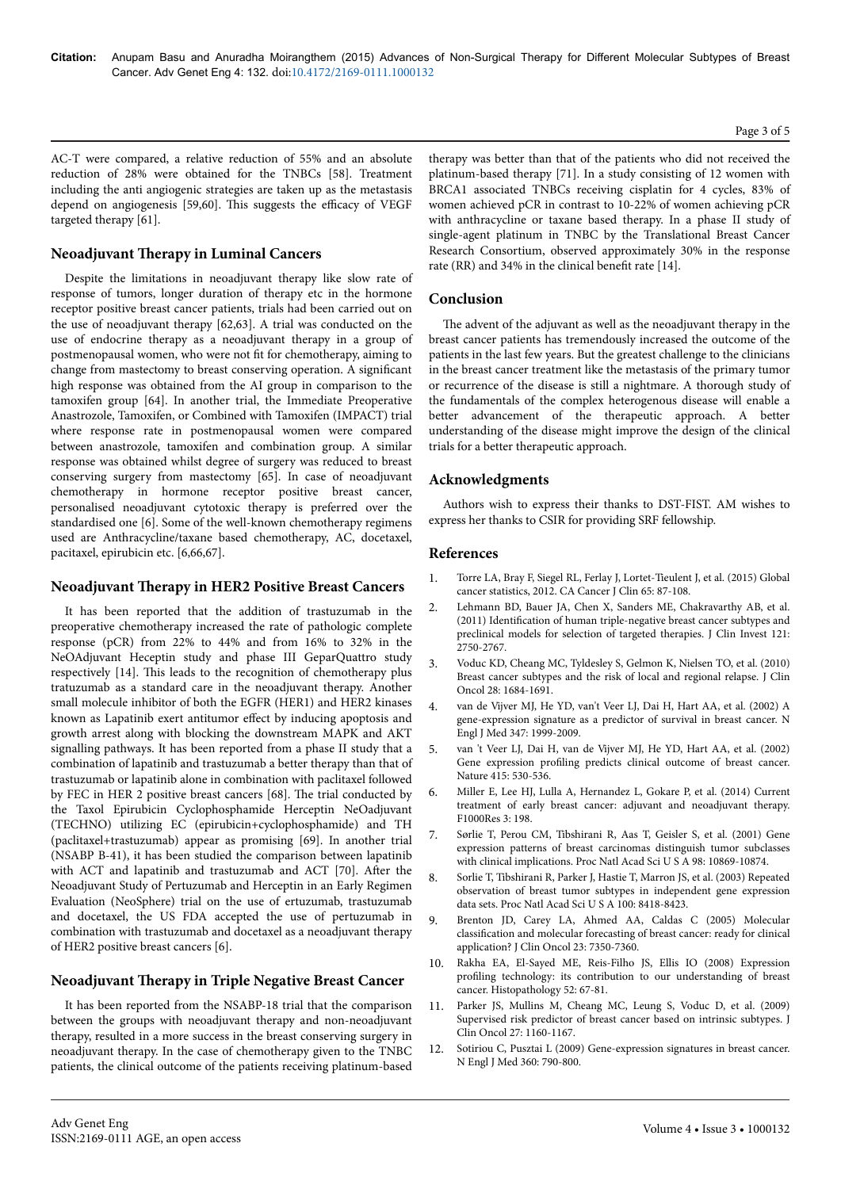AC-T were compared, a relative reduction of 55% and an absolute reduction of 28% were obtained for the TNBCs [58]. Treatment including the anti angiogenic strategies are taken up as the metastasis depend on angiogenesis [59,60]. This suggests the efficacy of VEGF targeted therapy [61].

## Neoadjuvant Therapy in Luminal Cancers

Despite the limitations in neoadjuvant therapy like slow rate of response of tumors, longer duration of therapy etc in the hormone receptor positive breast cancer patients, trials had been carried out on the use of neoadjuvant therapy [62,63]. A trial was conducted on the use of endocrine therapy as a neoadjuvant therapy in a group of postmenopausal women, who were not fit for chemotherapy, aiming to change from mastectomy to breast conserving operation. A significant high response was obtained from the AI group in comparison to the tamoxifen group [64]. In another trial, the Immediate Preoperative Anastrozole, Tamoxifen, or Combined with Tamoxifen (IMPACT) trial where response rate in postmenopausal women were compared between anastrozole, tamoxifen and combination group. A similar response was obtained whilst degree of surgery was reduced to breast conserving surgery from mastectomy [65]. In case of neoadjuvant chemotherapy in hormone receptor positive breast cancer, personalised neoadjuvant cytotoxic therapy is preferred over the standardised one [6]. Some of the well-known chemotherapy regimens used are Anthracycline/taxane based chemotherapy, AC, docetaxel, pacitaxel, epirubicin etc. [6,66,67].

## Neoadjuvant Therapy in HER2 Positive Breast Cancers

It has been reported that the addition of trastuzumab in the preoperative chemotherapy increased the rate of pathologic complete response (pCR) from 22% to 44% and from 16% to 32% in the NeOAdjuvant Heceptin study and phase III GeparQuattro study respectively [14]. This leads to the recognition of chemotherapy plus tratuzumab as a standard care in the neoadjuvant therapy. Another small molecule inhibitor of both the EGFR (HER1) and HER2 kinases known as Lapatinib exert antitumor effect by inducing apoptosis and growth arrest along with blocking the downstream MAPK and AKT signalling pathways. It has been reported from a phase II study that a combination of lapatinib and trastuzumab a better therapy than that of trastuzumab or lapatinib alone in combination with paclitaxel followed by FEC in HER 2 positive breast cancers [68]. The trial conducted by the Taxol Epirubicin Cyclophosphamide Herceptin NeOadjuvant (TECHNO) utilizing EC (epirubicin+cyclophosphamide) and TH (paclitaxel+trastuzumab) appear as promising [69]. In another trial (NSABP B-41), it has been studied the comparison between lapatinib with ACT and lapatinib and trastuzumab and ACT [70]. After the Neoadjuvant Study of Pertuzumab and Herceptin in an Early Regimen Evaluation (NeoSphere) trial on the use of ertuzumab, trastuzumab and docetaxel, the US FDA accepted the use of pertuzumab in combination with trastuzumab and docetaxel as a neoadjuvant therapy of HER2 positive breast cancers [6].

## Neoadjuvant Therapy in Triple Negative Breast Cancer

It has been reported from the NSABP-18 trial that the comparison between the groups with neoadjuvant therapy and non-neoadjuvant therapy, resulted in a more success in the breast conserving surgery in neoadjuvant therapy. In the case of chemotherapy given to the TNBC patients, the clinical outcome of the patients receiving platinum-based therapy was better than that of the patients who did not received the platinum-based therapy [71]. In a study consisting of 12 women with BRCA1 associated TNBCs receiving cisplatin for 4 cycles, 83% of women achieved pCR in contrast to 10-22% of women achieving pCR with anthracycline or taxane based therapy. In a phase II study of single-agent platinum in TNBC by the Translational Breast Cancer Research Consortium, observed approximately 30% in the response rate (RR) and 34% in the clinical benefit rate [14].

## Conclusion

The advent of the adjuvant as well as the neoadjuvant therapy in the breast cancer patients has tremendously increased the outcome of the patients in the last few years. But the greatest challenge to the clinicians in the breast cancer treatment like the metastasis of the primary tumor or recurrence of the disease is still a nightmare. A thorough study of the fundamentals of the complex heterogenous disease will enable a better advancement of the therapeutic approach. A better understanding of the disease might improve the design of the clinical trials for a better therapeutic approach.

## Acknowledgments

Authors wish to express their thanks to DST-FIST. AM wishes to express her thanks to CSIR for providing SRF fellowship.

## References

1. Torre LA, Bray F, Siegel RL, Ferlay J, Lortet-Tieulent J, et al. (2015) Global cancer statistics, 2012. CA Cancer J Clin 65: 87-108.
2. Lehmann BD, Bauer JA, Chen X, Sanders ME, Chakravarthy AB, et al. (2011) Identification of human triple-negative breast cancer subtypes and preclinical models for selection of targeted therapies. J Clin Invest 121: 2750-2767.
3. Voduc KD, Cheang MC, Tyldesley S, Gelmon K, Nielsen TO, et al. (2010) Breast cancer subtypes and the risk of local and regional relapse. J Clin Oncol 28: 1684-1691.
4. van de Vijver MJ, He YD, van't Veer LJ, Dai H, Hart AA, et al. (2002) A gene-expression signature as a predictor of survival in breast cancer. N Engl J Med 347: 1999-2009.
5. van 't Veer LJ, Dai H, van de Vijver MJ, He YD, Hart AA, et al. (2002) Gene expression profiling predicts clinical outcome of breast cancer. Nature 415: 530-536.
6. Miller E, Lee HJ, Lulla A, Hernandez L, Gokare P, et al. (2014) Current treatment of early breast cancer: adjuvant and neoadjuvant therapy. F1000Res 3: 198.
7. Sørlie T, Perou CM, Tibshirani R, Aas T, Geisler S, et al. (2001) Gene expression patterns of breast carcinomas distinguish tumor subclasses with clinical implications. Proc Natl Acad Sci U S A 98: 10869-10874.
8. Sorlie T, Tibshirani R, Parker J, Hastie T, Marron JS, et al. (2003) Repeated observation of breast tumor subtypes in independent gene expression data sets. Proc Natl Acad Sci U S A 100: 8418-8423.
9. Brenton JD, Carey LA, Ahmed AA, Caldas C (2005) Molecular classification and molecular forecasting of breast cancer: ready for clinical application? J Clin Oncol 23: 7350-7360.
10. Rakha EA, El-Sayed ME, Reis-Filho JS, Ellis IO (2008) Expression profiling technology: its contribution to our understanding of breast cancer. Histopathology 52: 67-81.
11. Parker JS, Mullins M, Cheang MC, Leung S, Voduc D, et al. (2009) Supervised risk predictor of breast cancer based on intrinsic subtypes. J Clin Oncol 27: 1160-1167.
12. Sotiriou C, Pusztai L (2009) Gene-expression signatures in breast cancer. N Engl J Med 360: 790-800.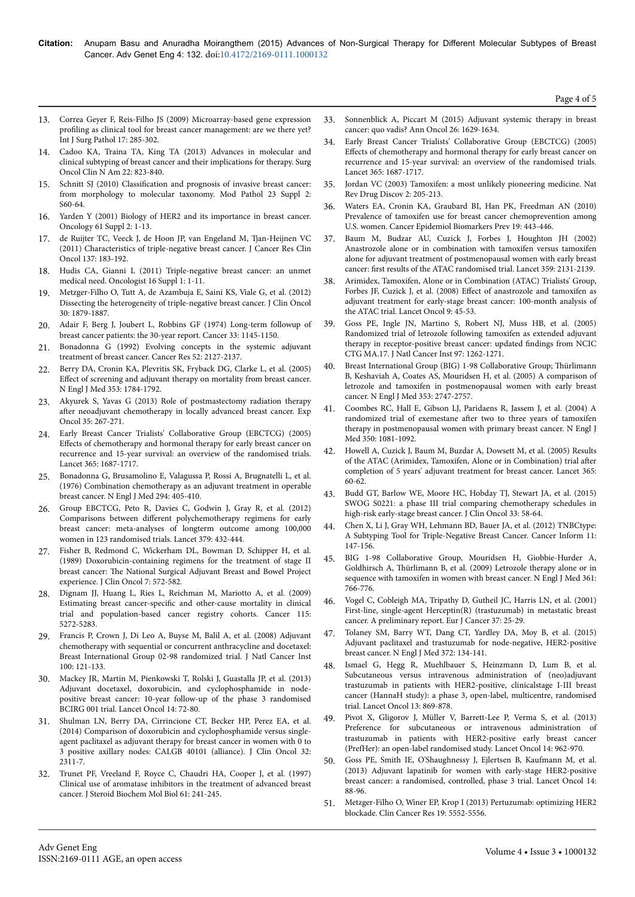13. Correa Geyer F, Reis-Filho JS (2009) Microarray-based gene expression profiling as clinical tool for breast cancer management: are we there yet? Int J Surg Pathol 17: 285-302.
14. Cadoo KA, Traina TA, King TA (2013) Advances in molecular and clinical subtyping of breast cancer and their implications for therapy. Surg Oncol Clin N Am 22: 823-840.
15. Schnitt SJ (2010) Classification and prognosis of invasive breast cancer: from morphology to molecular taxonomy. Mod Pathol 23 Suppl 2: S60-64.
16. Yarden Y (2001) Biology of HER2 and its importance in breast cancer. Oncology 61 Suppl 2: 1-13.
17. de Ruijter TC, Veeck J, de Hoon JP, van Engeland M, Tjan-Heijnen VC (2011) Characteristics of triple-negative breast cancer. J Cancer Res Clin Oncol 137: 183-192.
18. Hudis CA, Gianni L (2011) Triple-negative breast cancer: an unmet medical need. Oncologist 16 Suppl 1: 1-11.
19. Metzger-Filho O, Tutt A, de Azambuja E, Saini KS, Viale G, et al. (2012) Dissecting the heterogeneity of triple-negative breast cancer. J Clin Oncol 30: 1879-1887.
20. Adair F, Berg J, Joubert L, Robbins GF (1974) Long-term followup of breast cancer patients: the 30-year report. Cancer 33: 1145-1150.
21. Bonadonna G (1992) Evolving concepts in the systemic adjuvant treatment of breast cancer. Cancer Res 52: 2127-2137.
22. Berry DA, Cronin KA, Plevritis SK, Fryback DG, Clarke L, et al. (2005) Effect of screening and adjuvant therapy on mortality from breast cancer. N Engl J Med 353: 1784-1792.
23. Akyurek S, Yavas G (2013) Role of postmastectomy radiation therapy after neoadjuvant chemotherapy in locally advanced breast cancer. Exp Oncol 35: 267-271.
24. Early Breast Cancer Trialists' Collaborative Group (EBCTCG) (2005) Effects of chemotherapy and hormonal therapy for early breast cancer on recurrence and 15-year survival: an overview of the randomised trials. Lancet 365: 1687-1717.
25. Bonadonna G, Brusamolino E, Valagussa P, Rossi A, Brugnatelli L, et al. (1976) Combination chemotherapy as an adjuvant treatment in operable breast cancer. N Engl J Med 294: 405-410.
26. Group EBCTCG, Peto R, Davies C, Godwin J, Gray R, et al. (2012) Comparisons between different polychemotherapy regimens for early breast cancer: meta-analyses of longterm outcome among 100,000 women in 123 randomised trials. Lancet 379: 432-444.
27. Fisher B, Redmond C, Wickerham DL, Bowman D, Schipper H, et al. (1989) Doxorubicin-containing regimens for the treatment of stage II breast cancer: The National Surgical Adjuvant Breast and Bowel Project experience. J Clin Oncol 7: 572-582.
28. Dignam JJ, Huang L, Ries L, Reichman M, Mariotto A, et al. (2009) Estimating breast cancer-specific and other-cause mortality in clinical trial and population-based cancer registry cohorts. Cancer 115: 5272-5283.
29. Francis P, Crown J, Di Leo A, Buyse M, Balil A, et al. (2008) Adjuvant chemotherapy with sequential or concurrent anthracycline and docetaxel: Breast International Group 02-98 randomized trial. J Natl Cancer Inst 100: 121-133.
30. Mackey JR, Martin M, Pienkowski T, Rolski J, Guastalla JP, et al. (2013) Adjuvant docetaxel, doxorubicin, and cyclophosphamide in node-positive breast cancer: 10-year follow-up of the phase 3 randomised BCIRG 001 trial. Lancet Oncol 14: 72-80.
31. Shulman LN, Berry DA, Cirrincione CT, Becker HP, Perez EA, et al. (2014) Comparison of doxorubicin and cyclophosphamide versus single-agent paclitaxel as adjuvant therapy for breast cancer in women with 0 to 3 positive axillary nodes: CALGB 40101 (alliance). J Clin Oncol 32: 2311-7.
32. Trunet PF, Vreeland F, Royce C, Chaudri HA, Cooper J, et al. (1997) Clinical use of aromatase inhibitors in the treatment of advanced breast cancer. J Steroid Biochem Mol Biol 61: 241-245.
33. Sonnenblick A, Piccart M (2015) Adjuvant systemic therapy in breast cancer: quo vadis? Ann Oncol 26: 1629-1634.
34. Early Breast Cancer Trialists' Collaborative Group (EBCTCG) (2005) Effects of chemotherapy and hormonal therapy for early breast cancer on recurrence and 15-year survival: an overview of the randomised trials. Lancet 365: 1687-1717.
35. Jordan VC (2003) Tamoxifen: a most unlikely pioneering medicine. Nat Rev Drug Discov 2: 205-213.
36. Waters EA, Cronin KA, Graubard BI, Han PK, Freedman AN (2010) Prevalence of tamoxifen use for breast cancer chemoprevention among U.S. women. Cancer Epidemiol Biomarkers Prev 19: 443-446.
37. Baum M, Budzar AU, Cuzick J, Forbes J, Houghton JH (2002) Anastrozole alone or in combination with tamoxifen versus tamoxifen alone for adjuvant treatment of postmenopausal women with early breast cancer: first results of the ATAC randomised trial. Lancet 359: 2131-2139.
38. Arimidex, Tamoxifen, Alone or in Combination (ATAC) Trialists' Group, Forbes JF, Cuzick J, et al. (2008) Effect of anastrozole and tamoxifen as adjuvant treatment for early-stage breast cancer: 100-month analysis of the ATAC trial. Lancet Oncol 9: 45-53.
39. Goss PE, Ingle JN, Martino S, Robert NJ, Muss HB, et al. (2005) Randomized trial of letrozole following tamoxifen as extended adjuvant therapy in receptor-positive breast cancer: updated findings from NCIC CTG MA.17. J Natl Cancer Inst 97: 1262-1271.
40. Breast International Group (BIG) 1-98 Collaborative Group; Thürlimann B, Keshaviah A, Coates AS, Mouridsen H, et al. (2005) A comparison of letrozole and tamoxifen in postmenopausal women with early breast cancer. N Engl J Med 353: 2747-2757.
41. Coombes RC, Hall E, Gibson LJ, Paridaens R, Jassem J, et al. (2004) A randomized trial of exemestane after two to three years of tamoxifen therapy in postmenopausal women with primary breast cancer. N Engl J Med 350: 1081-1092.
42. Howell A, Cuzick J, Baum M, Buzdar A, Dowsett M, et al. (2005) Results of the ATAC (Arimidex, Tamoxifen, Alone or in Combination) trial after completion of 5 years' adjuvant treatment for breast cancer. Lancet 365: 60-62.
43. Budd GT, Barlow WE, Moore HC, Hobday TJ, Stewart JA, et al. (2015) SWOG S0221: a phase III trial comparing chemotherapy schedules in high-risk early-stage breast cancer. J Clin Oncol 33: 58-64.
44. Chen X, Li J, Gray WH, Lehmann BD, Bauer JA, et al. (2012) TNBCtype: A Subtyping Tool for Triple-Negative Breast Cancer. Cancer Inform 11: 147-156.
45. BIG 1-98 Collaborative Group, Mouridsen H, Giobbie-Hurder A, Goldhirsch A, Thürlimann B, et al. (2009) Letrozole therapy alone or in sequence with tamoxifen in women with breast cancer. N Engl J Med 361: 766-776.
46. Vogel C, Cobleigh MA, Tripathy D, Gutheil JC, Harris LN, et al. (2001) First-line, single-agent Herceptin(R) (trastuzumab) in metastatic breast cancer. A preliminary report. Eur J Cancer 37: 25-29.
47. Tolaney SM, Barry WT, Dang CT, Yardley DA, Moy B, et al. (2015) Adjuvant paclitaxel and trastuzumab for node-negative, HER2-positive breast cancer. N Engl J Med 372: 134-141.
48. Ismael G, Hegg R, Muehlbauer S, Heinzmann D, Lum B, et al. Subcutaneous versus intravenous administration of (neo)adjuvant trastuzumab in patients with HER2-positive, clinicalstage I-III breast cancer (HannaH study): a phase 3, open-label, multicentre, randomised trial. Lancet Oncol 13: 869-878.
49. Pivot X, Gligorov J, Müller V, Barrett-Lee P, Verma S, et al. (2013) Preference for subcutaneous or intravenous administration of trastuzumab in patients with HER2-positive early breast cancer (PrefHer): an open-label randomised study. Lancet Oncol 14: 962-970.
50. Goss PE, Smith IE, O'Shaughnessy J, Ejlertsen B, Kaufmann M, et al. (2013) Adjuvant lapatinib for women with early-stage HER2-positive breast cancer: a randomised, controlled, phase 3 trial. Lancet Oncol 14: 88-96.
51. Metzger-Filho O, Winer EP, Krop I (2013) Pertuzumab: optimizing HER2 blockade. Clin Cancer Res 19: 5552-5556.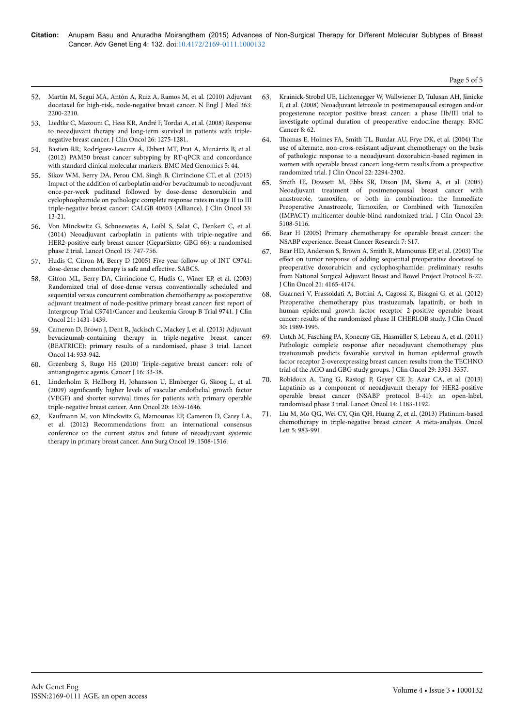52. Martín M, Seguí MA, Antón A, Ruiz A, Ramos M, et al. (2010) Adjuvant docetaxel for high-risk, node-negative breast cancer. N Engl J Med 363: 2200-2210.
53. Liedtke C, Mazouni C, Hess KR, André F, Tordai A, et al. (2008) Response to neoadjuvant therapy and long-term survival in patients with triple-negative breast cancer. J Clin Oncol 26: 1275-1281.
54. Bastien RR, Rodríguez-Lescure Á, Ebbert MT, Prat A, Munárriz B, et al. (2012) PAM50 breast cancer subtyping by RT-qPCR and concordance with standard clinical molecular markers. BMC Med Genomics 5: 44.
55. Sikov WM, Berry DA, Perou CM, Singh B, Cirrincione CT, et al. (2015) Impact of the addition of carboplatin and/or bevacizumab to neoadjuvant once-per-week paclitaxel followed by dose-dense doxorubicin and cyclophosphamide on pathologic complete response rates in stage II to III triple-negative breast cancer: CALGB 40603 (Alliance). J Clin Oncol 33: 13-21.
56. Von Minckwitz G, Schneeweiss A, Loibl S, Salat C, Denkert C, et al. (2014) Neoadjuvant carboplatin in patients with triple-negative and HER2-positive early breast cancer (GeparSixto; GBG 66): a randomised phase 2 trial. Lancet Oncol 15: 747-756.
57. Hudis C, Citron M, Berry D (2005) Five year follow-up of INT C9741: dose-dense chemotherapy is safe and effective. SABCS.
58. Citron ML, Berry DA, Cirrincione C, Hudis C, Winer EP, et al. (2003) Randomized trial of dose-dense versus conventionally scheduled and sequential versus concurrent combination chemotherapy as postoperative adjuvant treatment of node-positive primary breast cancer: first report of Intergroup Trial C9741/Cancer and Leukemia Group B Trial 9741. J Clin Oncol 21: 1431-1439.
59. Cameron D, Brown J, Dent R, Jackisch C, Mackey J, et al. (2013) Adjuvant bevacizumab-containing therapy in triple-negative breast cancer (BEATRICE): primary results of a randomised, phase 3 trial. Lancet Oncol 14: 933-942.
60. Greenberg S, Rugo HS (2010) Triple-negative breast cancer: role of antiangiogenic agents. Cancer J 16: 33-38.
61. Linderholm B, Hellborg H, Johansson U, Elmberger G, Skoog L, et al. (2009) significantly higher levels of vascular endothelial growth factor (VEGF) and shorter survival times for patients with primary operable triple-negative breast cancer. Ann Oncol 20: 1639-1646.
62. Kaufmann M, von Minckwitz G, Mamounas EP, Cameron D, Carey LA, et al. (2012) Recommendations from an international consensus conference on the current status and future of neoadjuvant systemic therapy in primary breast cancer. Ann Surg Oncol 19: 1508-1516.
63. Krainick-Strobel UE, Lichtenegger W, Wallwiener D, Tulusan AH, Jänicke F, et al. (2008) Neoadjuvant letrozole in postmenopausal estrogen and/or progesterone receptor positive breast cancer: a phase IIb/III trial to investigate optimal duration of preoperative endocrine therapy. BMC Cancer 8: 62.
64. Thomas E, Holmes FA, Smith TL, Buzdar AU, Frye DK, et al. (2004) The use of alternate, non-cross-resistant adjuvant chemotherapy on the basis of pathologic response to a neoadjuvant doxorubicin-based regimen in women with operable breast cancer: long-term results from a prospective randomized trial. J Clin Oncol 22: 2294-2302.
65. Smith IE, Dowsett M, Ebbs SR, Dixon JM, Skene A, et al. (2005) Neoadjuvant treatment of postmenopausal breast cancer with anastrozole, tamoxifen, or both in combination: the Immediate Preoperative Anastrozole, Tamoxifen, or Combined with Tamoxifen (IMPACT) multicenter double-blind randomized trial. J Clin Oncol 23: 5108-5116.
66. Bear H (2005) Primary chemotherapy for operable breast cancer: the NSABP experience. Breast Cancer Research 7: S17.
67. Bear HD, Anderson S, Brown A, Smith R, Mamounas EP, et al. (2003) The effect on tumor response of adding sequential preoperative docetaxel to preoperative doxorubicin and cyclophosphamide: preliminary results from National Surgical Adjuvant Breast and Bowel Project Protocol B-27. J Clin Oncol 21: 4165-4174.
68. Guarneri V, Frassoldati A, Bottini A, Cagossi K, Bisagni G, et al. (2012) Preoperative chemotherapy plus trastuzumab, lapatinib, or both in human epidermal growth factor receptor 2-positive operable breast cancer: results of the randomized phase II CHERLOB study. J Clin Oncol 30: 1989-1995.
69. Untch M, Fasching PA, Konecny GE, Hasmüller S, Lebeau A, et al. (2011) Pathologic complete response after neoadjuvant chemotherapy plus trastuzumab predicts favorable survival in human epidermal growth factor receptor 2-overexpressing breast cancer: results from the TECHNO trial of the AGO and GBG study groups. J Clin Oncol 29: 3351-3357.
70. Robidoux A, Tang G, Rastogi P, Geyer CE Jr, Azar CA, et al. (2013) Lapatinib as a component of neoadjuvant therapy for HER2-positive operable breast cancer (NSABP protocol B-41): an open-label, randomised phase 3 trial. Lancet Oncol 14: 1183-1192.
71. Liu M, Mo QG, Wei CY, Qin QH, Huang Z, et al. (2013) Platinum-based chemotherapy in triple-negative breast cancer: A meta-analysis. Oncol Lett 5: 983-991.